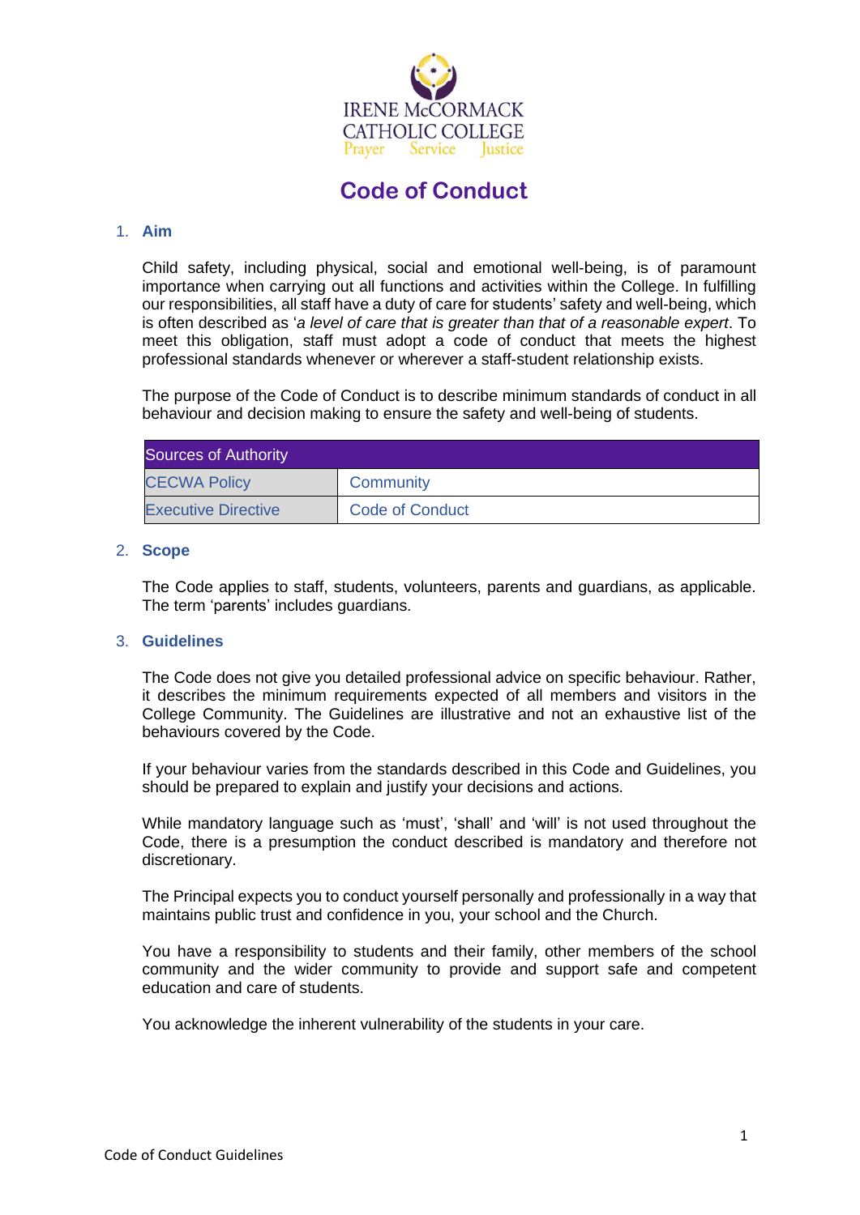IRENE McCORMACK CATHOLIC COLLEGE

Prayer Service Justice

# Code of Conduct

## 1. Aim

Child safety, including physical, social and emotional well-being, is of paramount importance when carrying out all functions and activities within the College. In fulfilling our responsibilities, all staff have a duty of care for students' safety and well-being, which is often described as '*a level of care that is greater than that of a reasonable expert*. To meet this obligation, staff must adopt a code of conduct that meets the highest professional standards whenever or wherever a staff-student relationship exists.

The purpose of the Code of Conduct is to describe minimum standards of conduct in all behaviour and decision making to ensure the safety and well-being of students.

| Sources of Authority | |
|---|---|
| CECWA Policy | Community |
| Executive Directive | Code of Conduct |

## 2. Scope

The Code applies to staff, students, volunteers, parents and guardians, as applicable. The term 'parents' includes guardians.

## 3. Guidelines

The Code does not give you detailed professional advice on specific behaviour. Rather, it describes the minimum requirements expected of all members and visitors in the College Community. The Guidelines are illustrative and not an exhaustive list of the behaviours covered by the Code.

If your behaviour varies from the standards described in this Code and Guidelines, you should be prepared to explain and justify your decisions and actions.

While mandatory language such as 'must', 'shall' and 'will' is not used throughout the Code, there is a presumption the conduct described is mandatory and therefore not discretionary.

The Principal expects you to conduct yourself personally and professionally in a way that maintains public trust and confidence in you, your school and the Church.

You have a responsibility to students and their family, other members of the school community and the wider community to provide and support safe and competent education and care of students.

You acknowledge the inherent vulnerability of the students in your care.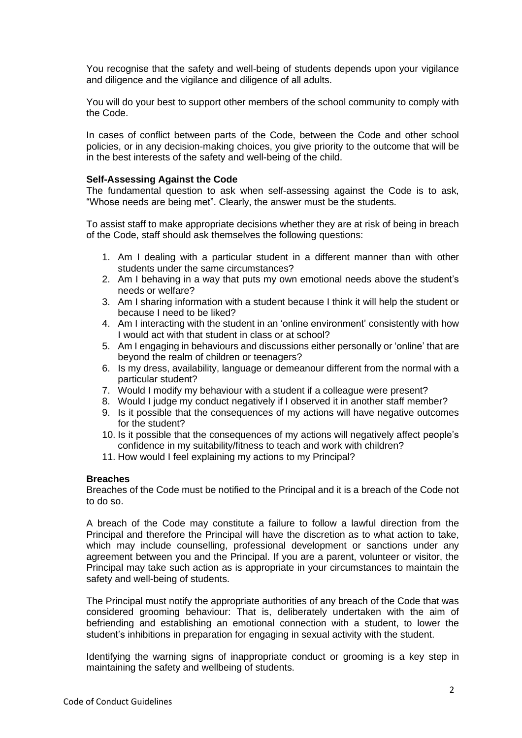You recognise that the safety and well-being of students depends upon your vigilance and diligence and the vigilance and diligence of all adults.

You will do your best to support other members of the school community to comply with the Code.

In cases of conflict between parts of the Code, between the Code and other school policies, or in any decision-making choices, you give priority to the outcome that will be in the best interests of the safety and well-being of the child.

**Self-Assessing Against the Code**

The fundamental question to ask when self-assessing against the Code is to ask, "Whose needs are being met". Clearly, the answer must be the students.

To assist staff to make appropriate decisions whether they are at risk of being in breach of the Code, staff should ask themselves the following questions:

1. Am I dealing with a particular student in a different manner than with other students under the same circumstances?
2. Am I behaving in a way that puts my own emotional needs above the student's needs or welfare?
3. Am I sharing information with a student because I think it will help the student or because I need to be liked?
4. Am I interacting with the student in an 'online environment' consistently with how I would act with that student in class or at school?
5. Am I engaging in behaviours and discussions either personally or 'online' that are beyond the realm of children or teenagers?
6. Is my dress, availability, language or demeanour different from the normal with a particular student?
7. Would I modify my behaviour with a student if a colleague were present?
8. Would I judge my conduct negatively if I observed it in another staff member?
9. Is it possible that the consequences of my actions will have negative outcomes for the student?
10. Is it possible that the consequences of my actions will negatively affect people's confidence in my suitability/fitness to teach and work with children?
11. How would I feel explaining my actions to my Principal?

**Breaches**

Breaches of the Code must be notified to the Principal and it is a breach of the Code not to do so.

A breach of the Code may constitute a failure to follow a lawful direction from the Principal and therefore the Principal will have the discretion as to what action to take, which may include counselling, professional development or sanctions under any agreement between you and the Principal. If you are a parent, volunteer or visitor, the Principal may take such action as is appropriate in your circumstances to maintain the safety and well-being of students.

The Principal must notify the appropriate authorities of any breach of the Code that was considered grooming behaviour: That is, deliberately undertaken with the aim of befriending and establishing an emotional connection with a student, to lower the student's inhibitions in preparation for engaging in sexual activity with the student.

Identifying the warning signs of inappropriate conduct or grooming is a key step in maintaining the safety and wellbeing of students.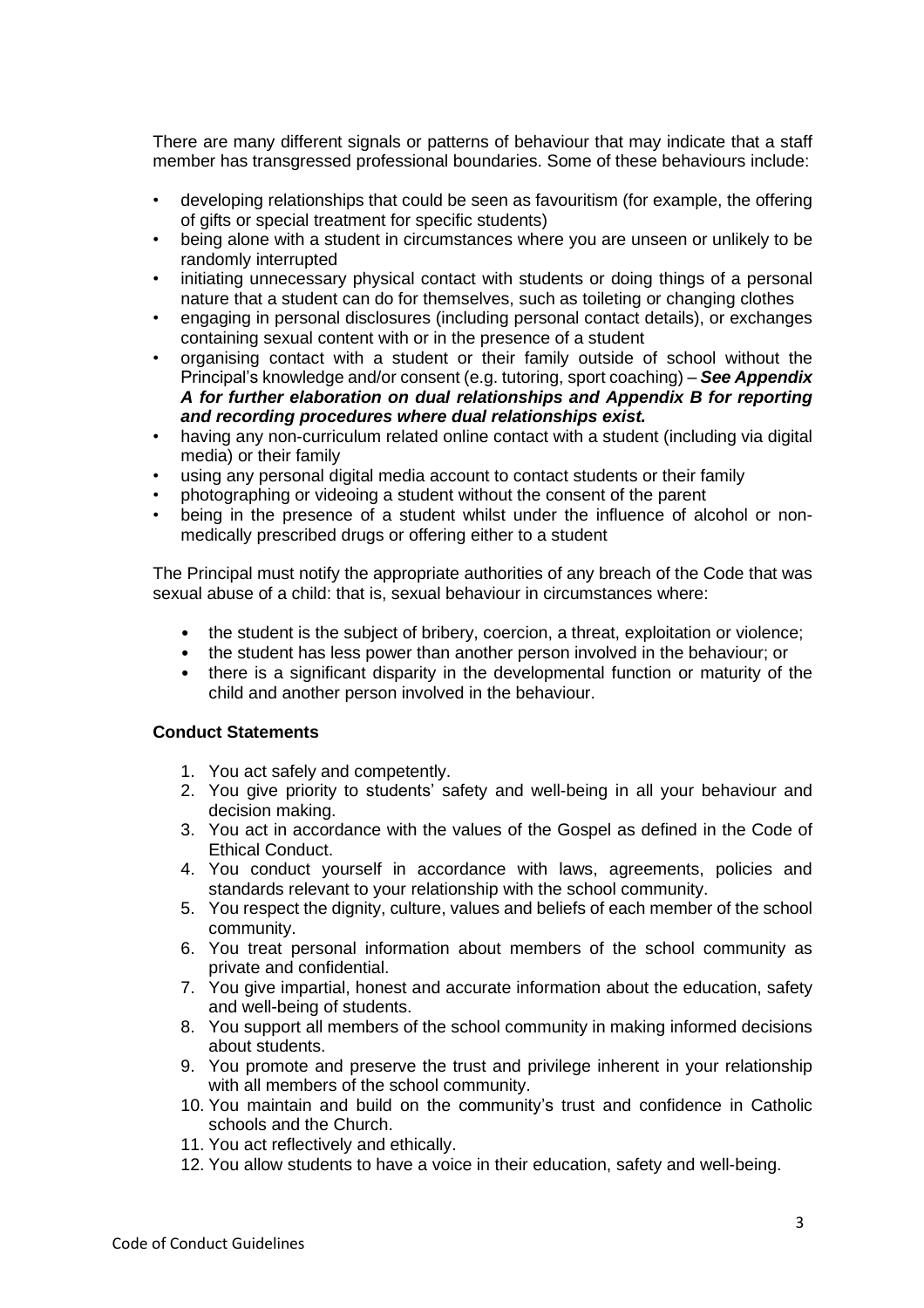There are many different signals or patterns of behaviour that may indicate that a staff member has transgressed professional boundaries. Some of these behaviours include:

- developing relationships that could be seen as favouritism (for example, the offering of gifts or special treatment for specific students)
- being alone with a student in circumstances where you are unseen or unlikely to be randomly interrupted
- initiating unnecessary physical contact with students or doing things of a personal nature that a student can do for themselves, such as toileting or changing clothes
- engaging in personal disclosures (including personal contact details), or exchanges containing sexual content with or in the presence of a student
- organising contact with a student or their family outside of school without the Principal's knowledge and/or consent (e.g. tutoring, sport coaching) – ***See Appendix A for further elaboration on dual relationships and Appendix B for reporting and recording procedures where dual relationships exist.***
- having any non-curriculum related online contact with a student (including via digital media) or their family
- using any personal digital media account to contact students or their family
- photographing or videoing a student without the consent of the parent
- being in the presence of a student whilst under the influence of alcohol or non-medically prescribed drugs or offering either to a student

The Principal must notify the appropriate authorities of any breach of the Code that was sexual abuse of a child: that is, sexual behaviour in circumstances where:

- the student is the subject of bribery, coercion, a threat, exploitation or violence;
- the student has less power than another person involved in the behaviour; or
- there is a significant disparity in the developmental function or maturity of the child and another person involved in the behaviour.

**Conduct Statements**

1. You act safely and competently.
2. You give priority to students' safety and well-being in all your behaviour and decision making.
3. You act in accordance with the values of the Gospel as defined in the Code of Ethical Conduct.
4. You conduct yourself in accordance with laws, agreements, policies and standards relevant to your relationship with the school community.
5. You respect the dignity, culture, values and beliefs of each member of the school community.
6. You treat personal information about members of the school community as private and confidential.
7. You give impartial, honest and accurate information about the education, safety and well-being of students.
8. You support all members of the school community in making informed decisions about students.
9. You promote and preserve the trust and privilege inherent in your relationship with all members of the school community.
10. You maintain and build on the community's trust and confidence in Catholic schools and the Church.
11. You act reflectively and ethically.
12. You allow students to have a voice in their education, safety and well-being.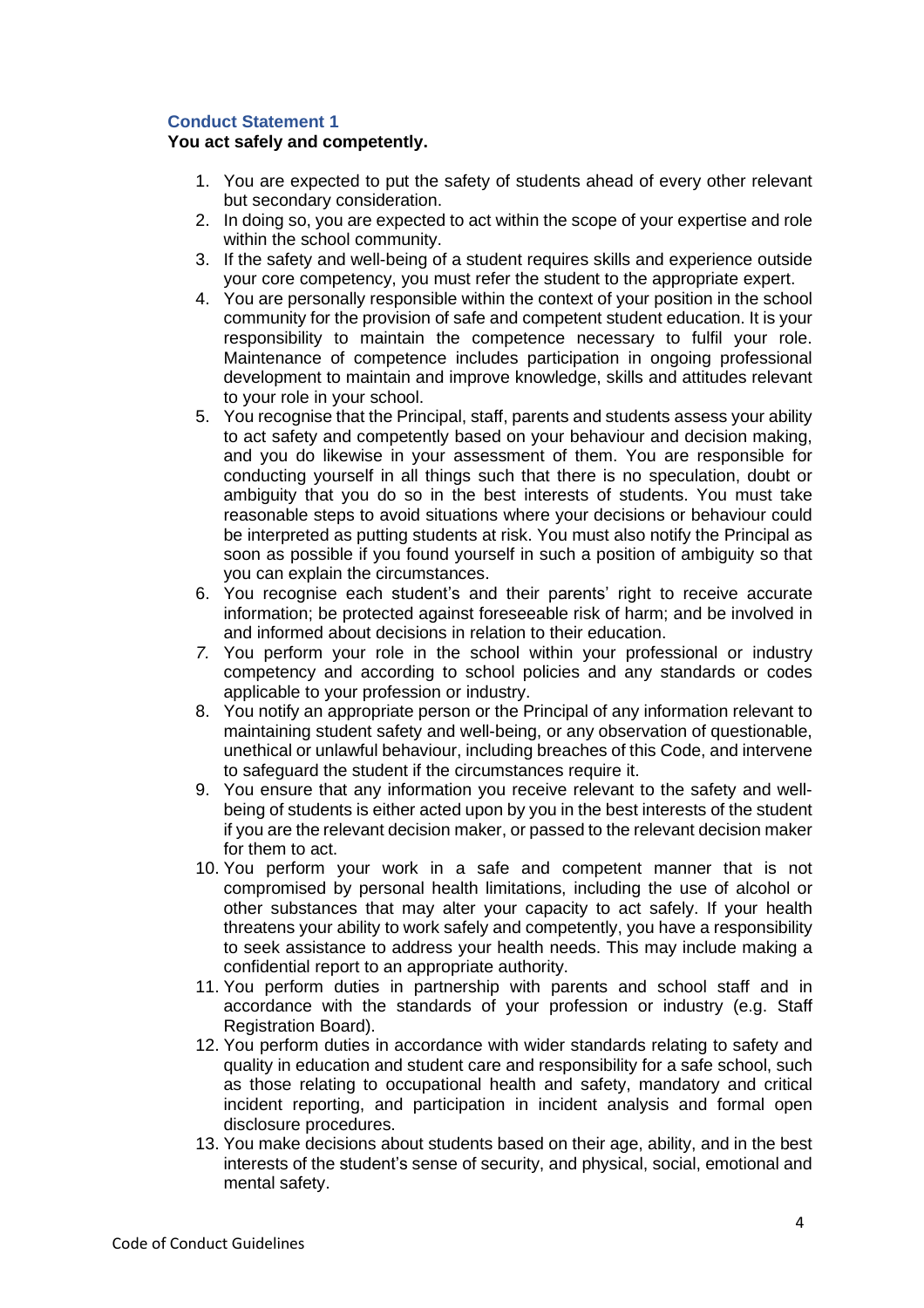### Conduct Statement 1

**You act safely and competently.**

1. You are expected to put the safety of students ahead of every other relevant but secondary consideration.
2. In doing so, you are expected to act within the scope of your expertise and role within the school community.
3. If the safety and well-being of a student requires skills and experience outside your core competency, you must refer the student to the appropriate expert.
4. You are personally responsible within the context of your position in the school community for the provision of safe and competent student education. It is your responsibility to maintain the competence necessary to fulfil your role. Maintenance of competence includes participation in ongoing professional development to maintain and improve knowledge, skills and attitudes relevant to your role in your school.
5. You recognise that the Principal, staff, parents and students assess your ability to act safety and competently based on your behaviour and decision making, and you do likewise in your assessment of them. You are responsible for conducting yourself in all things such that there is no speculation, doubt or ambiguity that you do so in the best interests of students. You must take reasonable steps to avoid situations where your decisions or behaviour could be interpreted as putting students at risk. You must also notify the Principal as soon as possible if you found yourself in such a position of ambiguity so that you can explain the circumstances.
6. You recognise each student's and their parents' right to receive accurate information; be protected against foreseeable risk of harm; and be involved in and informed about decisions in relation to their education.
7. You perform your role in the school within your professional or industry competency and according to school policies and any standards or codes applicable to your profession or industry.
8. You notify an appropriate person or the Principal of any information relevant to maintaining student safety and well-being, or any observation of questionable, unethical or unlawful behaviour, including breaches of this Code, and intervene to safeguard the student if the circumstances require it.
9. You ensure that any information you receive relevant to the safety and well-being of students is either acted upon by you in the best interests of the student if you are the relevant decision maker, or passed to the relevant decision maker for them to act.
10. You perform your work in a safe and competent manner that is not compromised by personal health limitations, including the use of alcohol or other substances that may alter your capacity to act safely. If your health threatens your ability to work safely and competently, you have a responsibility to seek assistance to address your health needs. This may include making a confidential report to an appropriate authority.
11. You perform duties in partnership with parents and school staff and in accordance with the standards of your profession or industry (e.g. Staff Registration Board).
12. You perform duties in accordance with wider standards relating to safety and quality in education and student care and responsibility for a safe school, such as those relating to occupational health and safety, mandatory and critical incident reporting, and participation in incident analysis and formal open disclosure procedures.
13. You make decisions about students based on their age, ability, and in the best interests of the student's sense of security, and physical, social, emotional and mental safety.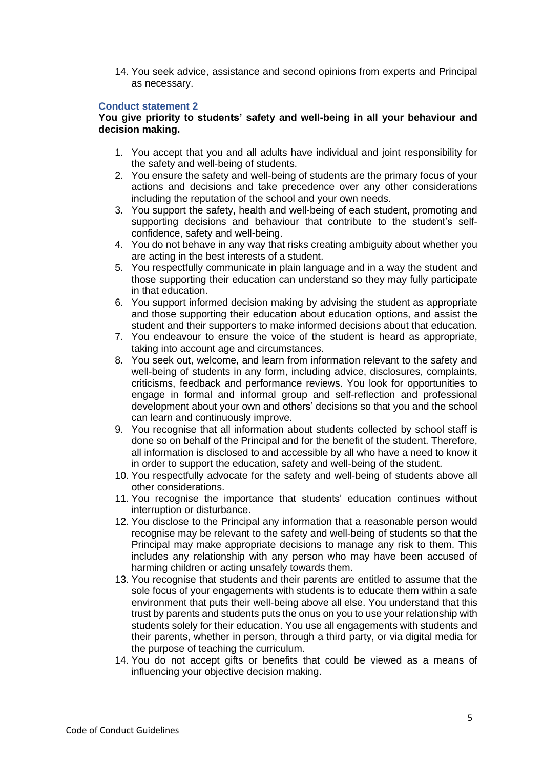14. You seek advice, assistance and second opinions from experts and Principal as necessary.

### Conduct statement 2

**You give priority to students' safety and well-being in all your behaviour and decision making.**

1. You accept that you and all adults have individual and joint responsibility for the safety and well-being of students.
2. You ensure the safety and well-being of students are the primary focus of your actions and decisions and take precedence over any other considerations including the reputation of the school and your own needs.
3. You support the safety, health and well-being of each student, promoting and supporting decisions and behaviour that contribute to the student's self-confidence, safety and well-being.
4. You do not behave in any way that risks creating ambiguity about whether you are acting in the best interests of a student.
5. You respectfully communicate in plain language and in a way the student and those supporting their education can understand so they may fully participate in that education.
6. You support informed decision making by advising the student as appropriate and those supporting their education about education options, and assist the student and their supporters to make informed decisions about that education.
7. You endeavour to ensure the voice of the student is heard as appropriate, taking into account age and circumstances.
8. You seek out, welcome, and learn from information relevant to the safety and well-being of students in any form, including advice, disclosures, complaints, criticisms, feedback and performance reviews. You look for opportunities to engage in formal and informal group and self-reflection and professional development about your own and others' decisions so that you and the school can learn and continuously improve.
9. You recognise that all information about students collected by school staff is done so on behalf of the Principal and for the benefit of the student. Therefore, all information is disclosed to and accessible by all who have a need to know it in order to support the education, safety and well-being of the student.
10. You respectfully advocate for the safety and well-being of students above all other considerations.
11. You recognise the importance that students' education continues without interruption or disturbance.
12. You disclose to the Principal any information that a reasonable person would recognise may be relevant to the safety and well-being of students so that the Principal may make appropriate decisions to manage any risk to them. This includes any relationship with any person who may have been accused of harming children or acting unsafely towards them.
13. You recognise that students and their parents are entitled to assume that the sole focus of your engagements with students is to educate them within a safe environment that puts their well-being above all else. You understand that this trust by parents and students puts the onus on you to use your relationship with students solely for their education. You use all engagements with students and their parents, whether in person, through a third party, or via digital media for the purpose of teaching the curriculum.
14. You do not accept gifts or benefits that could be viewed as a means of influencing your objective decision making.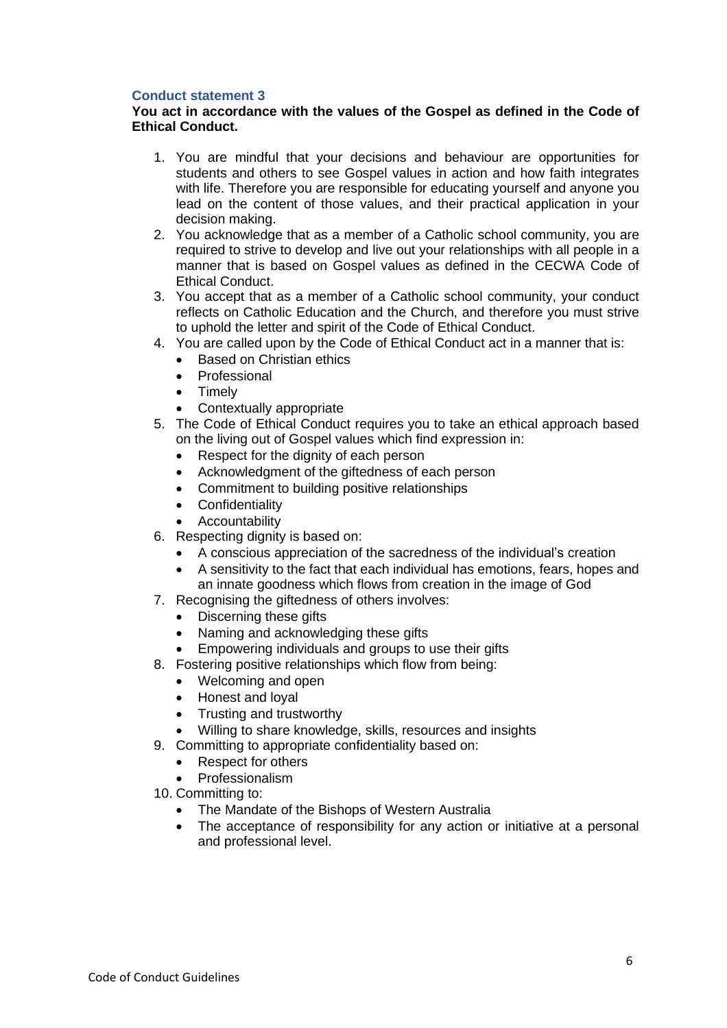### Conduct statement 3

**You act in accordance with the values of the Gospel as defined in the Code of Ethical Conduct.**

1. You are mindful that your decisions and behaviour are opportunities for students and others to see Gospel values in action and how faith integrates with life. Therefore you are responsible for educating yourself and anyone you lead on the content of those values, and their practical application in your decision making.
2. You acknowledge that as a member of a Catholic school community, you are required to strive to develop and live out your relationships with all people in a manner that is based on Gospel values as defined in the CECWA Code of Ethical Conduct.
3. You accept that as a member of a Catholic school community, your conduct reflects on Catholic Education and the Church, and therefore you must strive to uphold the letter and spirit of the Code of Ethical Conduct.
4. You are called upon by the Code of Ethical Conduct act in a manner that is:
   - Based on Christian ethics
   - Professional
   - Timely
   - Contextually appropriate
5. The Code of Ethical Conduct requires you to take an ethical approach based on the living out of Gospel values which find expression in:
   - Respect for the dignity of each person
   - Acknowledgment of the giftedness of each person
   - Commitment to building positive relationships
   - Confidentiality
   - Accountability
6. Respecting dignity is based on:
   - A conscious appreciation of the sacredness of the individual's creation
   - A sensitivity to the fact that each individual has emotions, fears, hopes and an innate goodness which flows from creation in the image of God
7. Recognising the giftedness of others involves:
   - Discerning these gifts
   - Naming and acknowledging these gifts
   - Empowering individuals and groups to use their gifts
8. Fostering positive relationships which flow from being:
   - Welcoming and open
   - Honest and loyal
   - Trusting and trustworthy
   - Willing to share knowledge, skills, resources and insights
9. Committing to appropriate confidentiality based on:
   - Respect for others
   - Professionalism
10. Committing to:
    - The Mandate of the Bishops of Western Australia
    - The acceptance of responsibility for any action or initiative at a personal and professional level.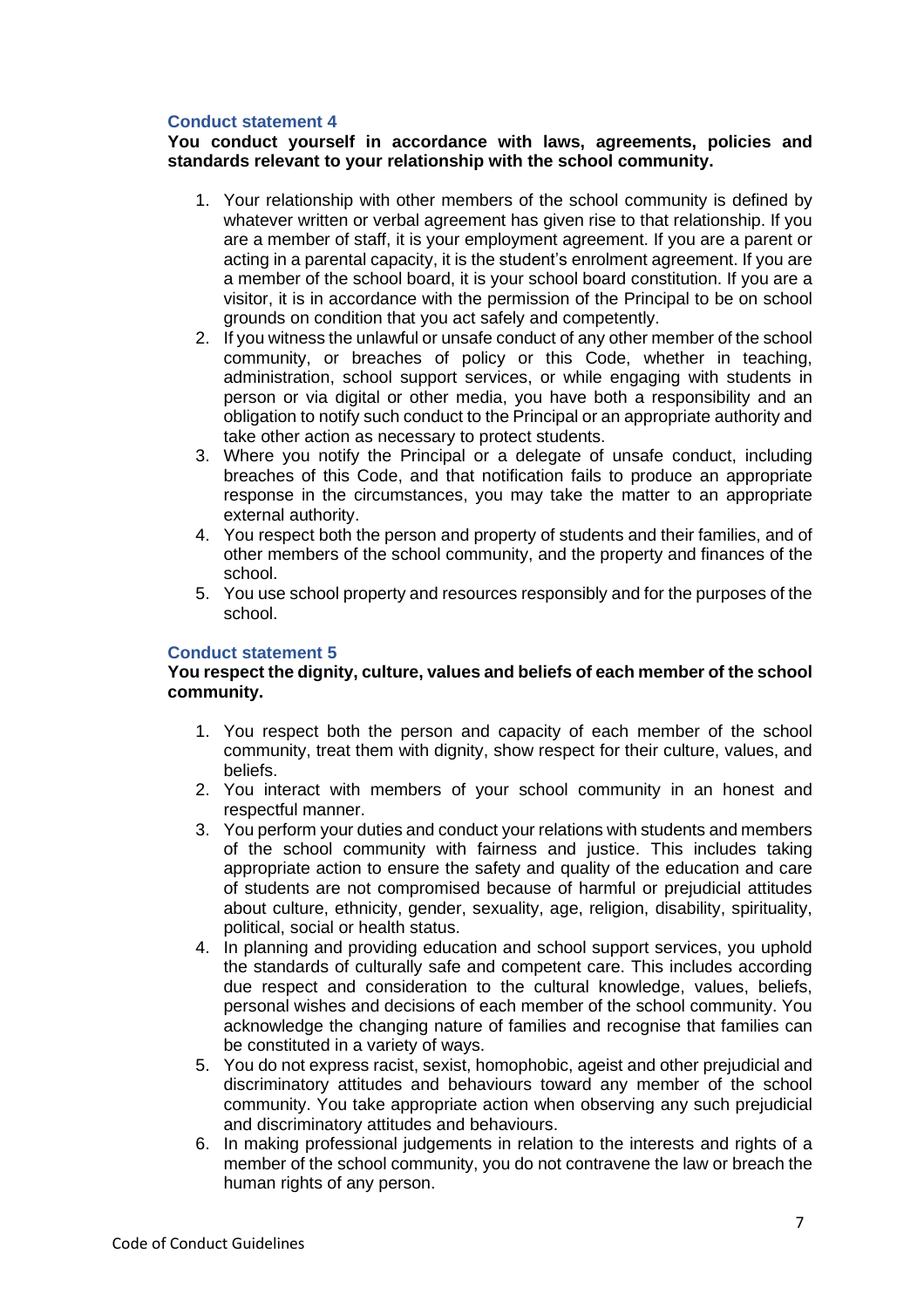### Conduct statement 4

**You conduct yourself in accordance with laws, agreements, policies and standards relevant to your relationship with the school community.**

1. Your relationship with other members of the school community is defined by whatever written or verbal agreement has given rise to that relationship. If you are a member of staff, it is your employment agreement. If you are a parent or acting in a parental capacity, it is the student's enrolment agreement. If you are a member of the school board, it is your school board constitution. If you are a visitor, it is in accordance with the permission of the Principal to be on school grounds on condition that you act safely and competently.
2. If you witness the unlawful or unsafe conduct of any other member of the school community, or breaches of policy or this Code, whether in teaching, administration, school support services, or while engaging with students in person or via digital or other media, you have both a responsibility and an obligation to notify such conduct to the Principal or an appropriate authority and take other action as necessary to protect students.
3. Where you notify the Principal or a delegate of unsafe conduct, including breaches of this Code, and that notification fails to produce an appropriate response in the circumstances, you may take the matter to an appropriate external authority.
4. You respect both the person and property of students and their families, and of other members of the school community, and the property and finances of the school.
5. You use school property and resources responsibly and for the purposes of the school.

### Conduct statement 5

**You respect the dignity, culture, values and beliefs of each member of the school community.**

1. You respect both the person and capacity of each member of the school community, treat them with dignity, show respect for their culture, values, and beliefs.
2. You interact with members of your school community in an honest and respectful manner.
3. You perform your duties and conduct your relations with students and members of the school community with fairness and justice. This includes taking appropriate action to ensure the safety and quality of the education and care of students are not compromised because of harmful or prejudicial attitudes about culture, ethnicity, gender, sexuality, age, religion, disability, spirituality, political, social or health status.
4. In planning and providing education and school support services, you uphold the standards of culturally safe and competent care. This includes according due respect and consideration to the cultural knowledge, values, beliefs, personal wishes and decisions of each member of the school community. You acknowledge the changing nature of families and recognise that families can be constituted in a variety of ways.
5. You do not express racist, sexist, homophobic, ageist and other prejudicial and discriminatory attitudes and behaviours toward any member of the school community. You take appropriate action when observing any such prejudicial and discriminatory attitudes and behaviours.
6. In making professional judgements in relation to the interests and rights of a member of the school community, you do not contravene the law or breach the human rights of any person.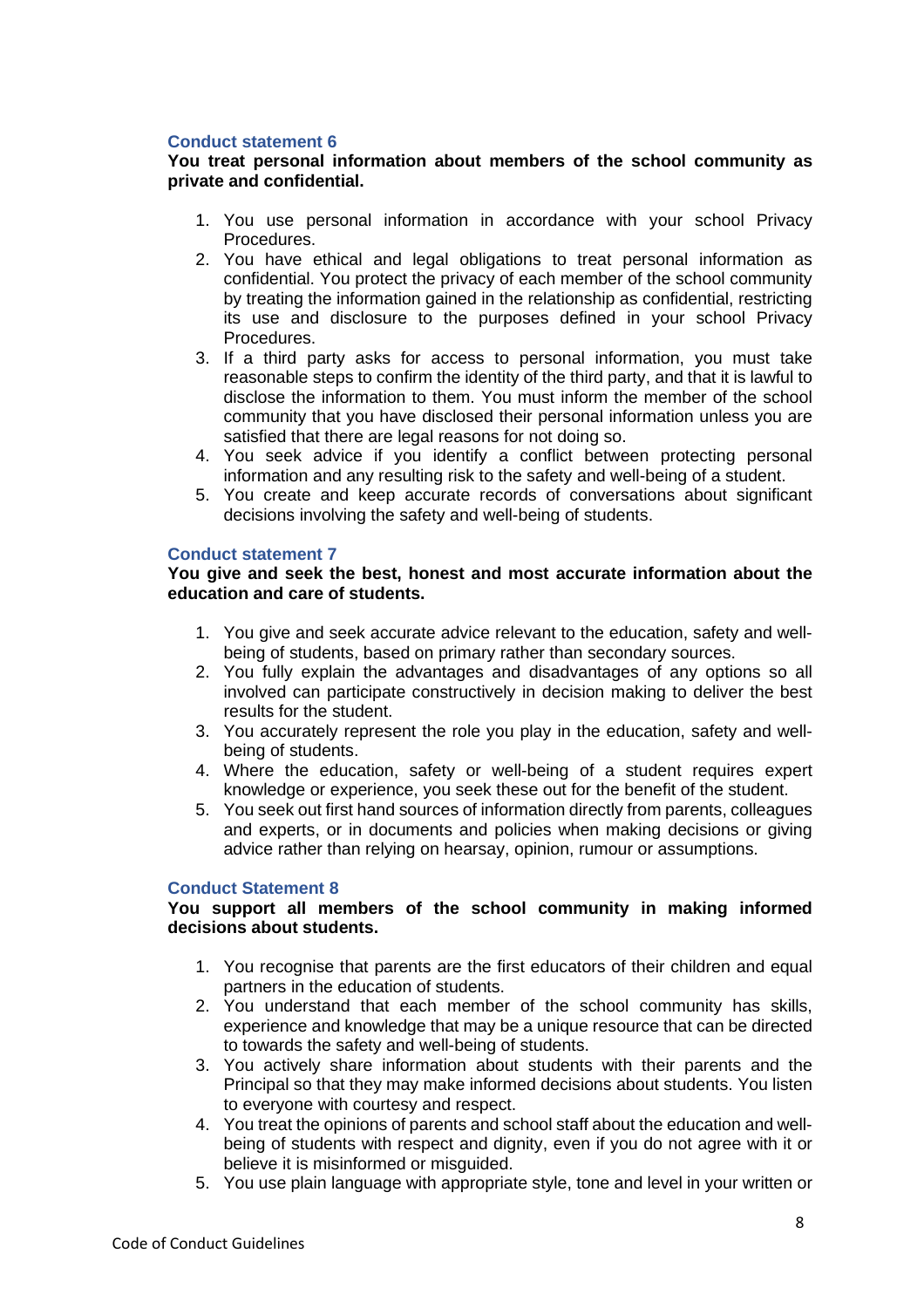### Conduct statement 6

**You treat personal information about members of the school community as private and confidential.**

1. You use personal information in accordance with your school Privacy Procedures.
2. You have ethical and legal obligations to treat personal information as confidential. You protect the privacy of each member of the school community by treating the information gained in the relationship as confidential, restricting its use and disclosure to the purposes defined in your school Privacy Procedures.
3. If a third party asks for access to personal information, you must take reasonable steps to confirm the identity of the third party, and that it is lawful to disclose the information to them. You must inform the member of the school community that you have disclosed their personal information unless you are satisfied that there are legal reasons for not doing so.
4. You seek advice if you identify a conflict between protecting personal information and any resulting risk to the safety and well-being of a student.
5. You create and keep accurate records of conversations about significant decisions involving the safety and well-being of students.

### Conduct statement 7

**You give and seek the best, honest and most accurate information about the education and care of students.**

1. You give and seek accurate advice relevant to the education, safety and well-being of students, based on primary rather than secondary sources.
2. You fully explain the advantages and disadvantages of any options so all involved can participate constructively in decision making to deliver the best results for the student.
3. You accurately represent the role you play in the education, safety and well-being of students.
4. Where the education, safety or well-being of a student requires expert knowledge or experience, you seek these out for the benefit of the student.
5. You seek out first hand sources of information directly from parents, colleagues and experts, or in documents and policies when making decisions or giving advice rather than relying on hearsay, opinion, rumour or assumptions.

### Conduct Statement 8

**You support all members of the school community in making informed decisions about students.**

1. You recognise that parents are the first educators of their children and equal partners in the education of students.
2. You understand that each member of the school community has skills, experience and knowledge that may be a unique resource that can be directed to towards the safety and well-being of students.
3. You actively share information about students with their parents and the Principal so that they may make informed decisions about students. You listen to everyone with courtesy and respect.
4. You treat the opinions of parents and school staff about the education and well-being of students with respect and dignity, even if you do not agree with it or believe it is misinformed or misguided.
5. You use plain language with appropriate style, tone and level in your written or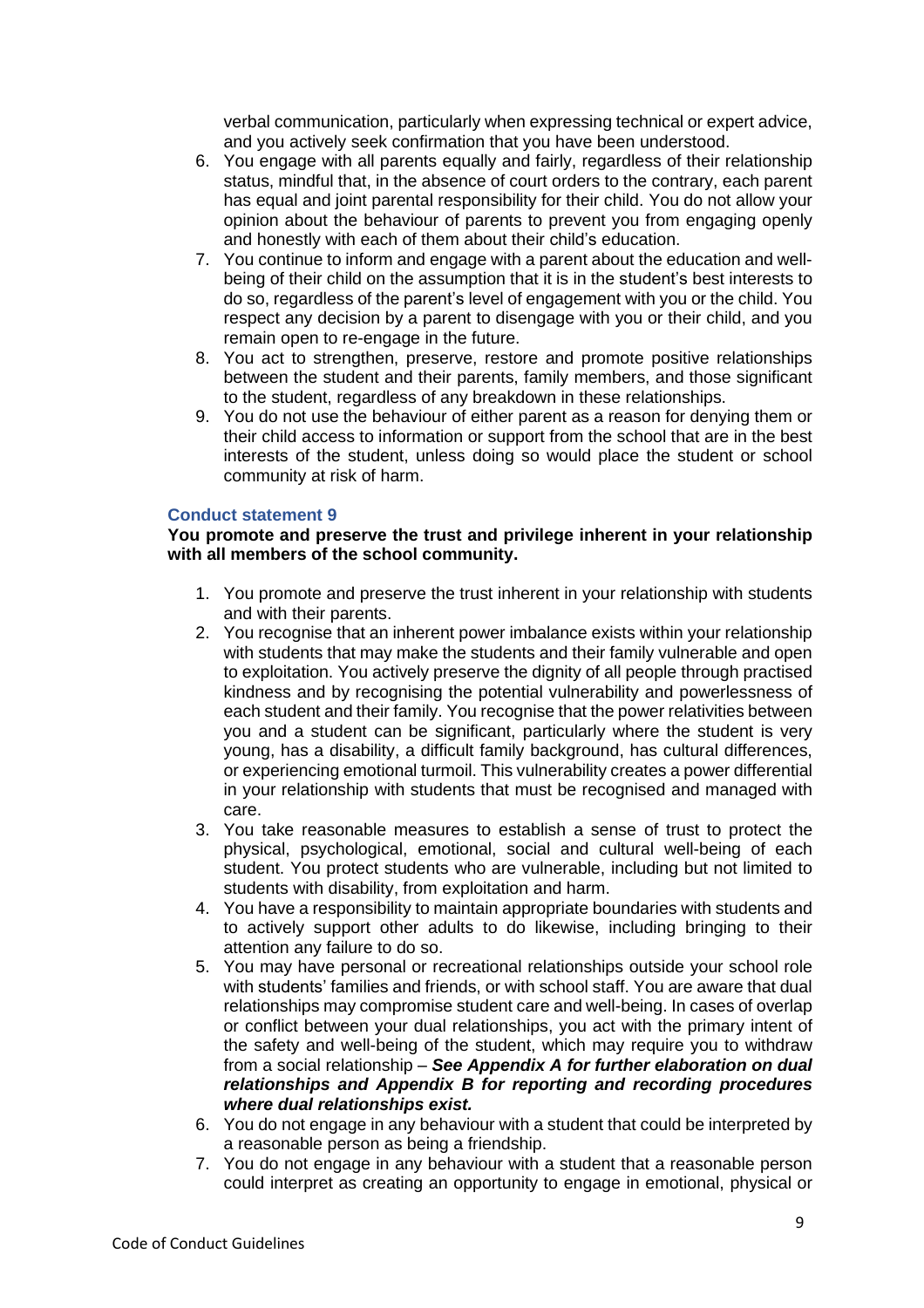verbal communication, particularly when expressing technical or expert advice, and you actively seek confirmation that you have been understood.

6. You engage with all parents equally and fairly, regardless of their relationship status, mindful that, in the absence of court orders to the contrary, each parent has equal and joint parental responsibility for their child. You do not allow your opinion about the behaviour of parents to prevent you from engaging openly and honestly with each of them about their child's education.
7. You continue to inform and engage with a parent about the education and well-being of their child on the assumption that it is in the student's best interests to do so, regardless of the parent's level of engagement with you or the child. You respect any decision by a parent to disengage with you or their child, and you remain open to re-engage in the future.
8. You act to strengthen, preserve, restore and promote positive relationships between the student and their parents, family members, and those significant to the student, regardless of any breakdown in these relationships.
9. You do not use the behaviour of either parent as a reason for denying them or their child access to information or support from the school that are in the best interests of the student, unless doing so would place the student or school community at risk of harm.

### Conduct statement 9

**You promote and preserve the trust and privilege inherent in your relationship with all members of the school community.**

1. You promote and preserve the trust inherent in your relationship with students and with their parents.
2. You recognise that an inherent power imbalance exists within your relationship with students that may make the students and their family vulnerable and open to exploitation. You actively preserve the dignity of all people through practised kindness and by recognising the potential vulnerability and powerlessness of each student and their family. You recognise that the power relativities between you and a student can be significant, particularly where the student is very young, has a disability, a difficult family background, has cultural differences, or experiencing emotional turmoil. This vulnerability creates a power differential in your relationship with students that must be recognised and managed with care.
3. You take reasonable measures to establish a sense of trust to protect the physical, psychological, emotional, social and cultural well-being of each student. You protect students who are vulnerable, including but not limited to students with disability, from exploitation and harm.
4. You have a responsibility to maintain appropriate boundaries with students and to actively support other adults to do likewise, including bringing to their attention any failure to do so.
5. You may have personal or recreational relationships outside your school role with students' families and friends, or with school staff. You are aware that dual relationships may compromise student care and well-being. In cases of overlap or conflict between your dual relationships, you act with the primary intent of the safety and well-being of the student, which may require you to withdraw from a social relationship – ***See Appendix A for further elaboration on dual relationships and Appendix B for reporting and recording procedures where dual relationships exist.***
6. You do not engage in any behaviour with a student that could be interpreted by a reasonable person as being a friendship.
7. You do not engage in any behaviour with a student that a reasonable person could interpret as creating an opportunity to engage in emotional, physical or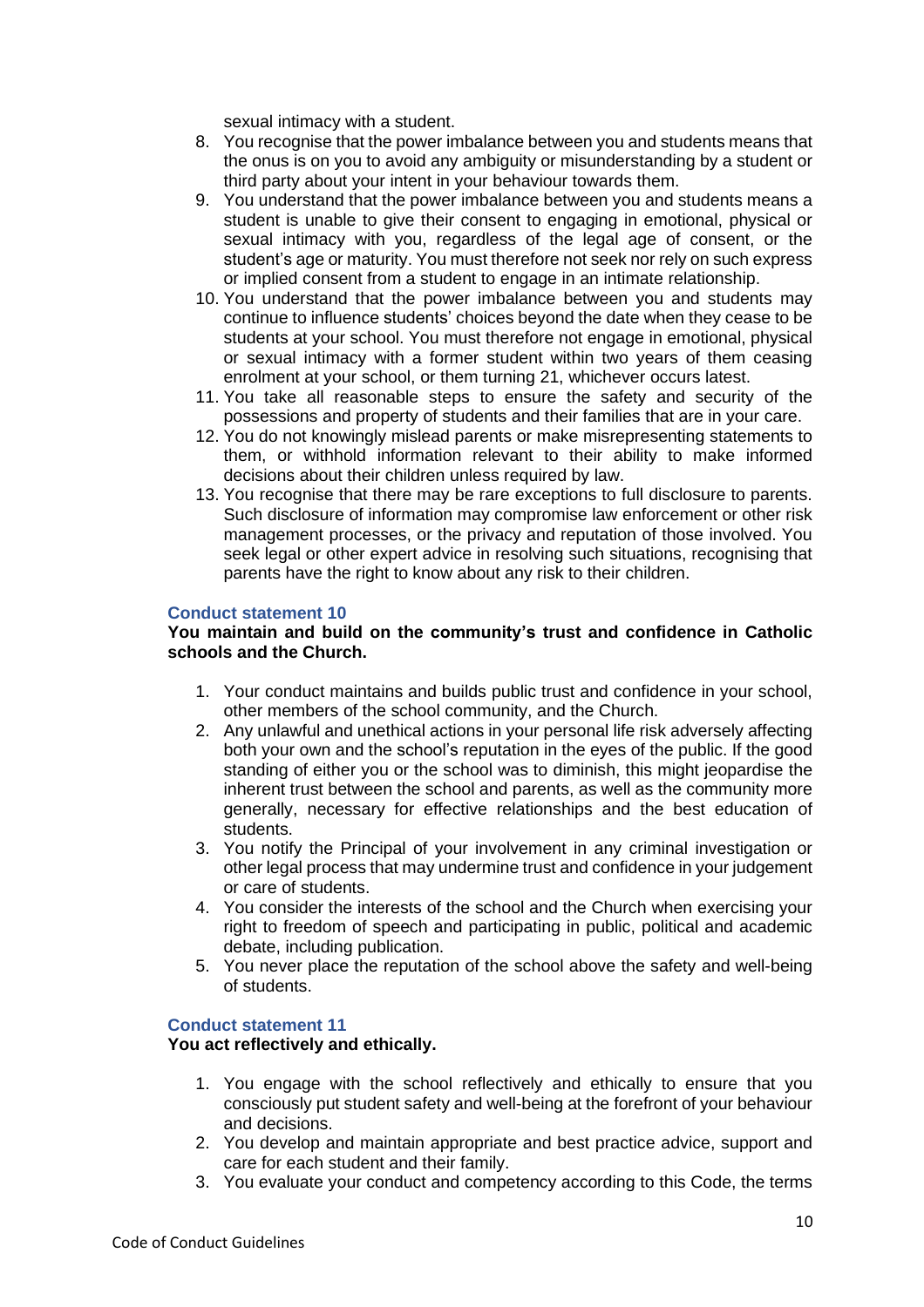sexual intimacy with a student.

8. You recognise that the power imbalance between you and students means that the onus is on you to avoid any ambiguity or misunderstanding by a student or third party about your intent in your behaviour towards them.
9. You understand that the power imbalance between you and students means a student is unable to give their consent to engaging in emotional, physical or sexual intimacy with you, regardless of the legal age of consent, or the student's age or maturity. You must therefore not seek nor rely on such express or implied consent from a student to engage in an intimate relationship.
10. You understand that the power imbalance between you and students may continue to influence students' choices beyond the date when they cease to be students at your school. You must therefore not engage in emotional, physical or sexual intimacy with a former student within two years of them ceasing enrolment at your school, or them turning 21, whichever occurs latest.
11. You take all reasonable steps to ensure the safety and security of the possessions and property of students and their families that are in your care.
12. You do not knowingly mislead parents or make misrepresenting statements to them, or withhold information relevant to their ability to make informed decisions about their children unless required by law.
13. You recognise that there may be rare exceptions to full disclosure to parents. Such disclosure of information may compromise law enforcement or other risk management processes, or the privacy and reputation of those involved. You seek legal or other expert advice in resolving such situations, recognising that parents have the right to know about any risk to their children.

### Conduct statement 10

**You maintain and build on the community's trust and confidence in Catholic schools and the Church.**

1. Your conduct maintains and builds public trust and confidence in your school, other members of the school community, and the Church.
2. Any unlawful and unethical actions in your personal life risk adversely affecting both your own and the school's reputation in the eyes of the public. If the good standing of either you or the school was to diminish, this might jeopardise the inherent trust between the school and parents, as well as the community more generally, necessary for effective relationships and the best education of students.
3. You notify the Principal of your involvement in any criminal investigation or other legal process that may undermine trust and confidence in your judgement or care of students.
4. You consider the interests of the school and the Church when exercising your right to freedom of speech and participating in public, political and academic debate, including publication.
5. You never place the reputation of the school above the safety and well-being of students.

### Conduct statement 11

**You act reflectively and ethically.**

1. You engage with the school reflectively and ethically to ensure that you consciously put student safety and well-being at the forefront of your behaviour and decisions.
2. You develop and maintain appropriate and best practice advice, support and care for each student and their family.
3. You evaluate your conduct and competency according to this Code, the terms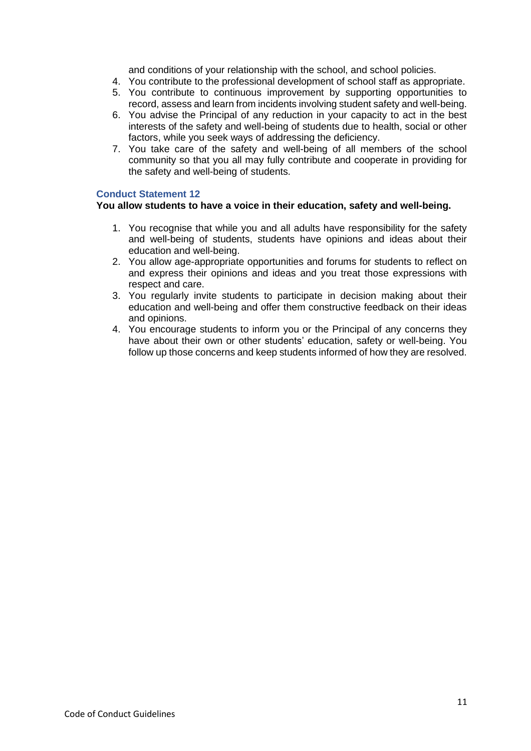and conditions of your relationship with the school, and school policies.

4. You contribute to the professional development of school staff as appropriate.
5. You contribute to continuous improvement by supporting opportunities to record, assess and learn from incidents involving student safety and well-being.
6. You advise the Principal of any reduction in your capacity to act in the best interests of the safety and well-being of students due to health, social or other factors, while you seek ways of addressing the deficiency.
7. You take care of the safety and well-being of all members of the school community so that you all may fully contribute and cooperate in providing for the safety and well-being of students.

### Conduct Statement 12

**You allow students to have a voice in their education, safety and well-being.**

1. You recognise that while you and all adults have responsibility for the safety and well-being of students, students have opinions and ideas about their education and well-being.
2. You allow age-appropriate opportunities and forums for students to reflect on and express their opinions and ideas and you treat those expressions with respect and care.
3. You regularly invite students to participate in decision making about their education and well-being and offer them constructive feedback on their ideas and opinions.
4. You encourage students to inform you or the Principal of any concerns they have about their own or other students' education, safety or well-being. You follow up those concerns and keep students informed of how they are resolved.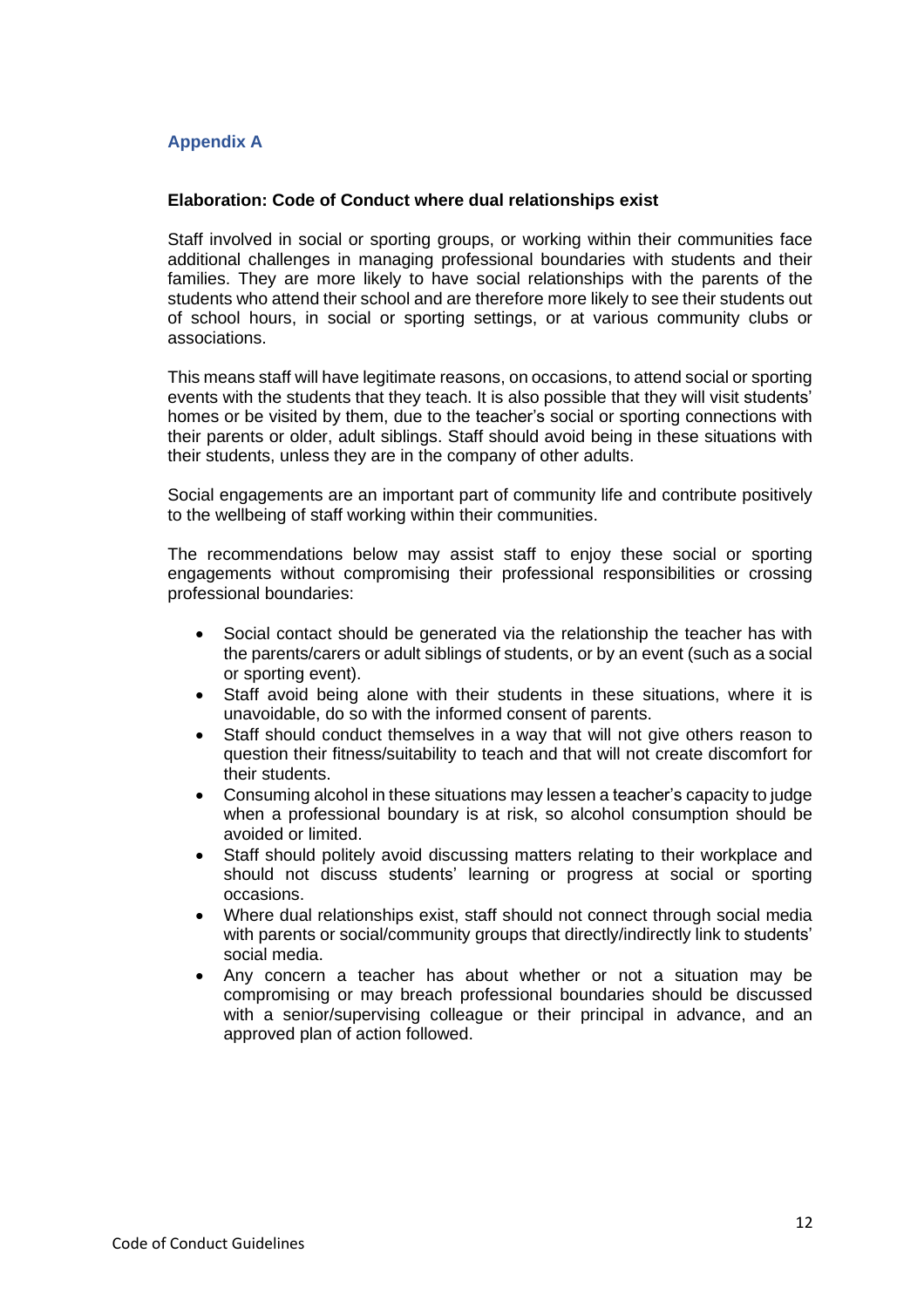## Appendix A

**Elaboration: Code of Conduct where dual relationships exist**

Staff involved in social or sporting groups, or working within their communities face additional challenges in managing professional boundaries with students and their families. They are more likely to have social relationships with the parents of the students who attend their school and are therefore more likely to see their students out of school hours, in social or sporting settings, or at various community clubs or associations.

This means staff will have legitimate reasons, on occasions, to attend social or sporting events with the students that they teach. It is also possible that they will visit students' homes or be visited by them, due to the teacher's social or sporting connections with their parents or older, adult siblings. Staff should avoid being in these situations with their students, unless they are in the company of other adults.

Social engagements are an important part of community life and contribute positively to the wellbeing of staff working within their communities.

The recommendations below may assist staff to enjoy these social or sporting engagements without compromising their professional responsibilities or crossing professional boundaries:

- Social contact should be generated via the relationship the teacher has with the parents/carers or adult siblings of students, or by an event (such as a social or sporting event).
- Staff avoid being alone with their students in these situations, where it is unavoidable, do so with the informed consent of parents.
- Staff should conduct themselves in a way that will not give others reason to question their fitness/suitability to teach and that will not create discomfort for their students.
- Consuming alcohol in these situations may lessen a teacher's capacity to judge when a professional boundary is at risk, so alcohol consumption should be avoided or limited.
- Staff should politely avoid discussing matters relating to their workplace and should not discuss students' learning or progress at social or sporting occasions.
- Where dual relationships exist, staff should not connect through social media with parents or social/community groups that directly/indirectly link to students' social media.
- Any concern a teacher has about whether or not a situation may be compromising or may breach professional boundaries should be discussed with a senior/supervising colleague or their principal in advance, and an approved plan of action followed.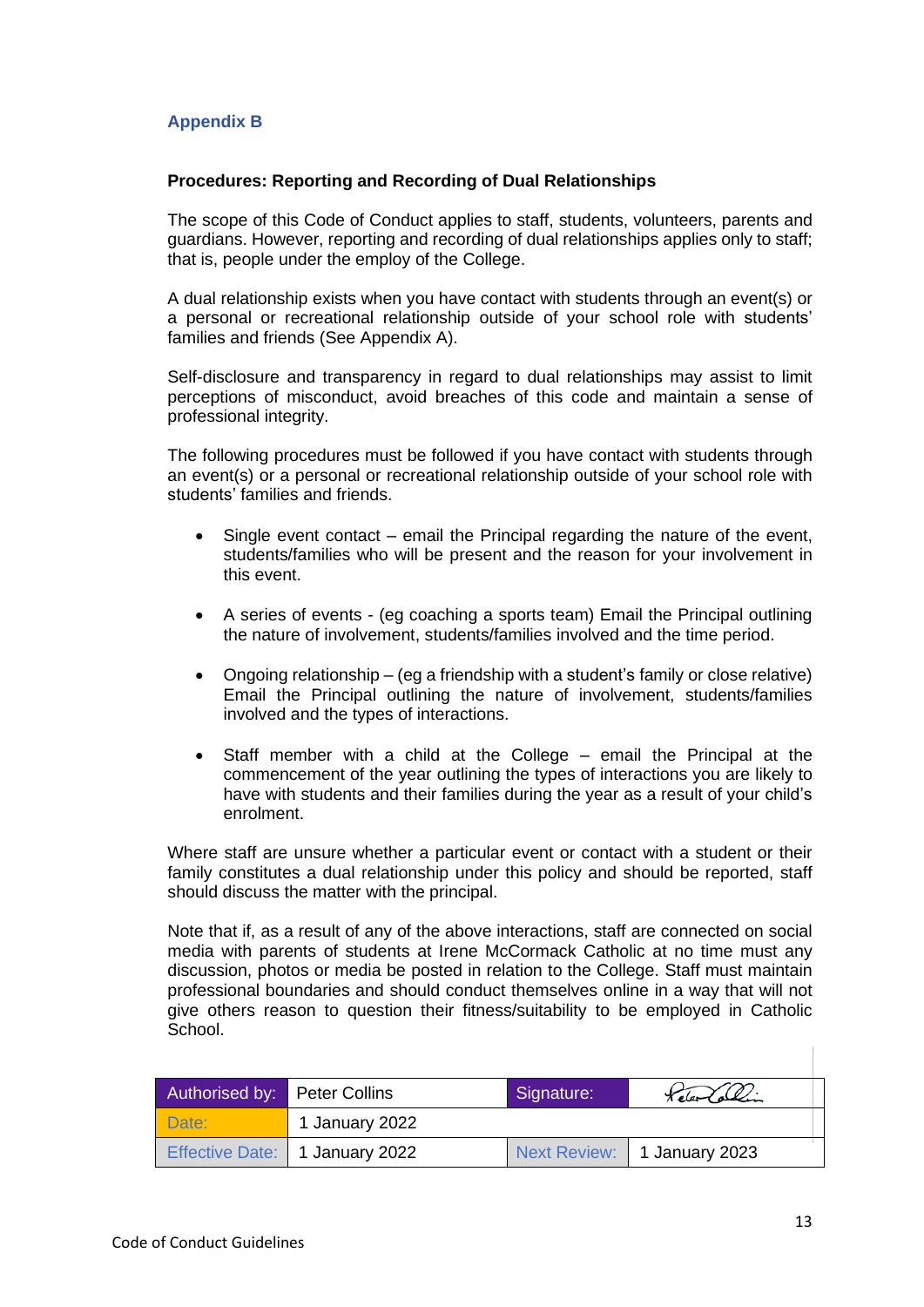## Appendix B

**Procedures: Reporting and Recording of Dual Relationships**

The scope of this Code of Conduct applies to staff, students, volunteers, parents and guardians. However, reporting and recording of dual relationships applies only to staff; that is, people under the employ of the College.

A dual relationship exists when you have contact with students through an event(s) or a personal or recreational relationship outside of your school role with students' families and friends (See Appendix A).

Self-disclosure and transparency in regard to dual relationships may assist to limit perceptions of misconduct, avoid breaches of this code and maintain a sense of professional integrity.

The following procedures must be followed if you have contact with students through an event(s) or a personal or recreational relationship outside of your school role with students' families and friends.

- Single event contact – email the Principal regarding the nature of the event, students/families who will be present and the reason for your involvement in this event.
- A series of events - (eg coaching a sports team) Email the Principal outlining the nature of involvement, students/families involved and the time period.
- Ongoing relationship – (eg a friendship with a student's family or close relative) Email the Principal outlining the nature of involvement, students/families involved and the types of interactions.
- Staff member with a child at the College – email the Principal at the commencement of the year outlining the types of interactions you are likely to have with students and their families during the year as a result of your child's enrolment.

Where staff are unsure whether a particular event or contact with a student or their family constitutes a dual relationship under this policy and should be reported, staff should discuss the matter with the principal.

Note that if, as a result of any of the above interactions, staff are connected on social media with parents of students at Irene McCormack Catholic at no time must any discussion, photos or media be posted in relation to the College. Staff must maintain professional boundaries and should conduct themselves online in a way that will not give others reason to question their fitness/suitability to be employed in Catholic School.

| Authorised by: | Peter Collins | Signature: | Peter Collins |
|---|---|---|---|
| Date: | 1 January 2022 | | |
| Effective Date: | 1 January 2022 | Next Review: | 1 January 2023 |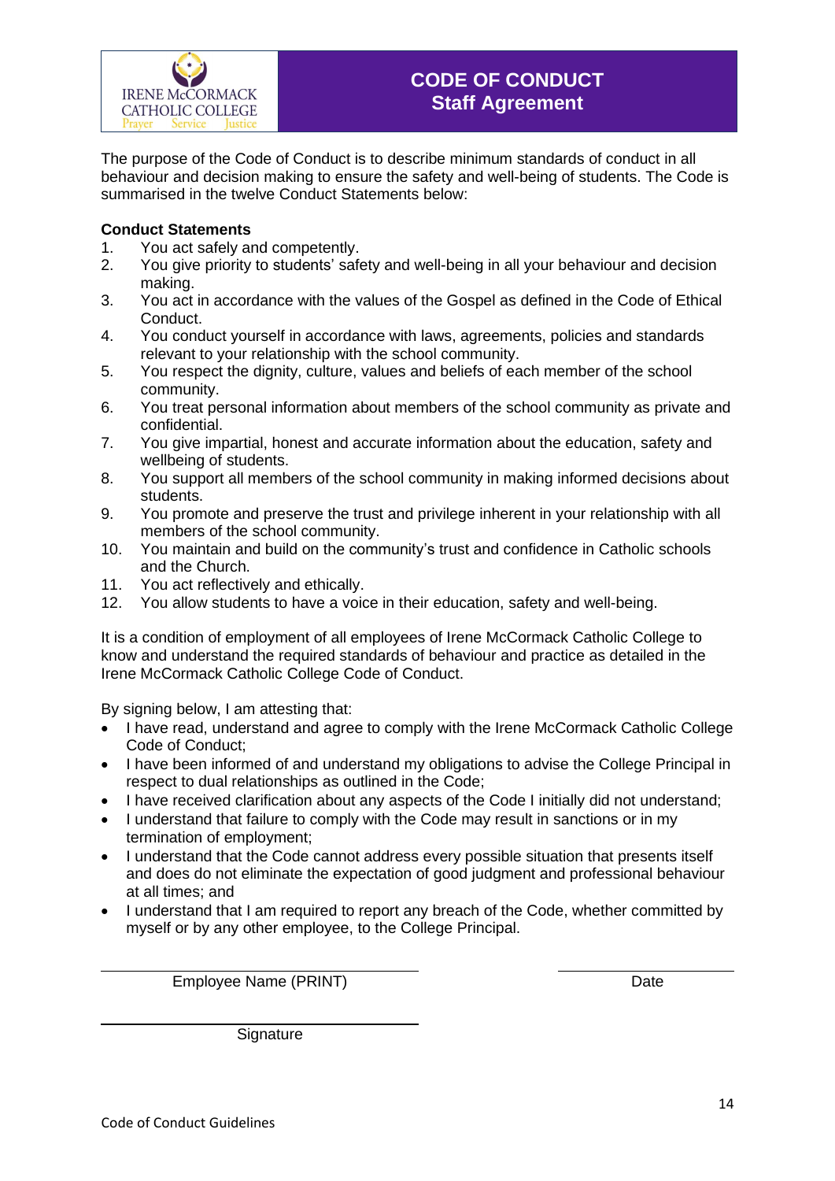IRENE McCORMACK CATHOLIC COLLEGE
Prayer Service Justice

# CODE OF CONDUCT
## Staff Agreement

The purpose of the Code of Conduct is to describe minimum standards of conduct in all behaviour and decision making to ensure the safety and well-being of students. The Code is summarised in the twelve Conduct Statements below:

**Conduct Statements**

1. You act safely and competently.
2. You give priority to students' safety and well-being in all your behaviour and decision making.
3. You act in accordance with the values of the Gospel as defined in the Code of Ethical Conduct.
4. You conduct yourself in accordance with laws, agreements, policies and standards relevant to your relationship with the school community.
5. You respect the dignity, culture, values and beliefs of each member of the school community.
6. You treat personal information about members of the school community as private and confidential.
7. You give impartial, honest and accurate information about the education, safety and wellbeing of students.
8. You support all members of the school community in making informed decisions about students.
9. You promote and preserve the trust and privilege inherent in your relationship with all members of the school community.
10. You maintain and build on the community's trust and confidence in Catholic schools and the Church.
11. You act reflectively and ethically.
12. You allow students to have a voice in their education, safety and well-being.

It is a condition of employment of all employees of Irene McCormack Catholic College to know and understand the required standards of behaviour and practice as detailed in the Irene McCormack Catholic College Code of Conduct.

By signing below, I am attesting that:

- I have read, understand and agree to comply with the Irene McCormack Catholic College Code of Conduct;
- I have been informed of and understand my obligations to advise the College Principal in respect to dual relationships as outlined in the Code;
- I have received clarification about any aspects of the Code I initially did not understand;
- I understand that failure to comply with the Code may result in sanctions or in my termination of employment;
- I understand that the Code cannot address every possible situation that presents itself and does do not eliminate the expectation of good judgment and professional behaviour at all times; and
- I understand that I am required to report any breach of the Code, whether committed by myself or by any other employee, to the College Principal.

\_\_\_\_\_\_\_\_\_\_\_\_\_\_\_\_\_\_\_\_\_\_\_\_\_\_\_\_\_\_ &nbsp;&nbsp;&nbsp;&nbsp; \_\_\_\_\_\_\_\_\_\_\_\_\_\_\_\_

Employee Name (PRINT) &nbsp;&nbsp;&nbsp;&nbsp; Date

\_\_\_\_\_\_\_\_\_\_\_\_\_\_\_\_\_\_\_\_\_\_\_\_\_\_\_\_\_\_

Signature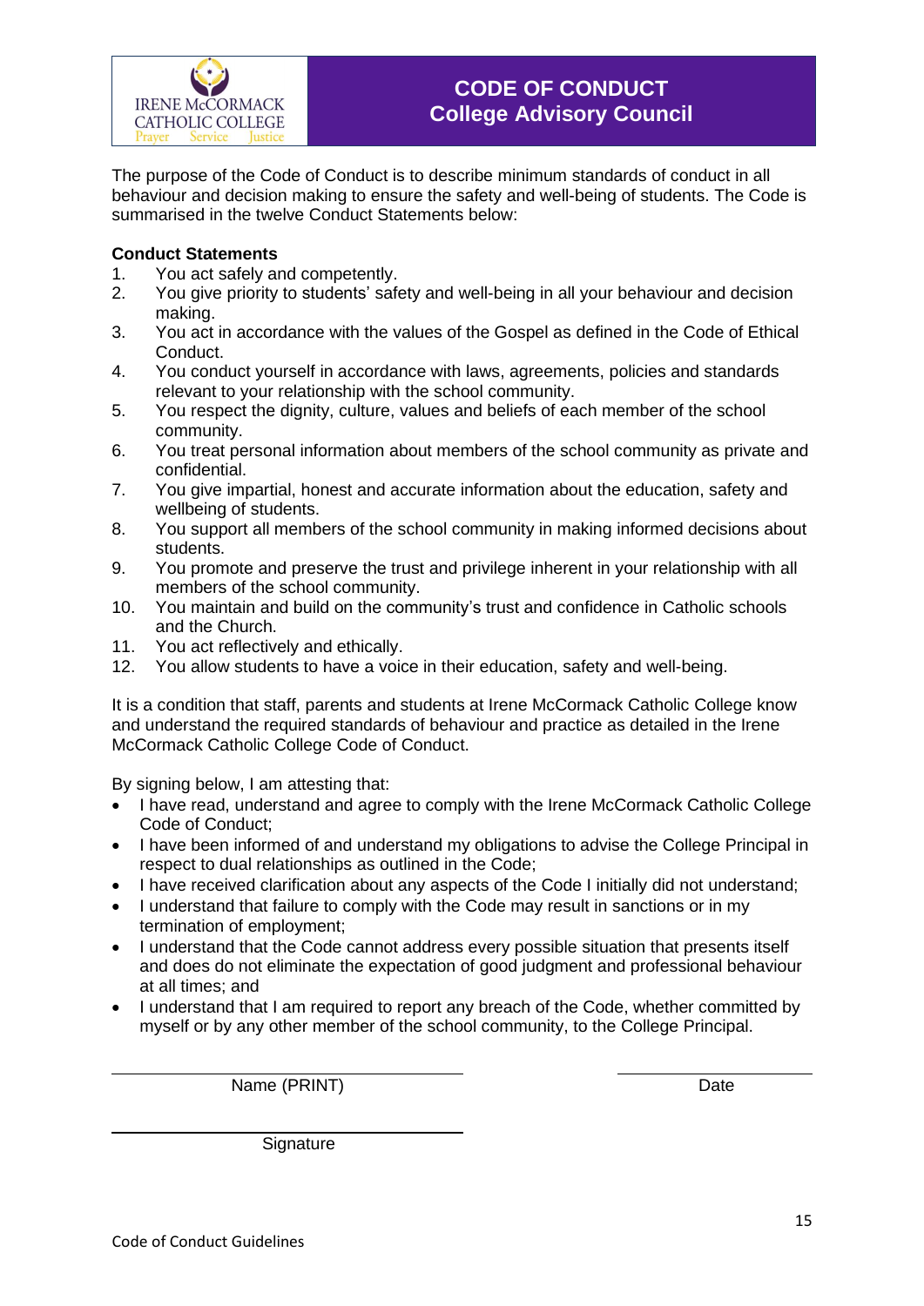IRENE McCORMACK CATHOLIC COLLEGE
Prayer Service Justice

# CODE OF CONDUCT
# College Advisory Council

The purpose of the Code of Conduct is to describe minimum standards of conduct in all behaviour and decision making to ensure the safety and well-being of students. The Code is summarised in the twelve Conduct Statements below:

**Conduct Statements**

1. You act safely and competently.
2. You give priority to students' safety and well-being in all your behaviour and decision making.
3. You act in accordance with the values of the Gospel as defined in the Code of Ethical Conduct.
4. You conduct yourself in accordance with laws, agreements, policies and standards relevant to your relationship with the school community.
5. You respect the dignity, culture, values and beliefs of each member of the school community.
6. You treat personal information about members of the school community as private and confidential.
7. You give impartial, honest and accurate information about the education, safety and wellbeing of students.
8. You support all members of the school community in making informed decisions about students.
9. You promote and preserve the trust and privilege inherent in your relationship with all members of the school community.
10. You maintain and build on the community's trust and confidence in Catholic schools and the Church.
11. You act reflectively and ethically.
12. You allow students to have a voice in their education, safety and well-being.

It is a condition that staff, parents and students at Irene McCormack Catholic College know and understand the required standards of behaviour and practice as detailed in the Irene McCormack Catholic College Code of Conduct.

By signing below, I am attesting that:

- I have read, understand and agree to comply with the Irene McCormack Catholic College Code of Conduct;
- I have been informed of and understand my obligations to advise the College Principal in respect to dual relationships as outlined in the Code;
- I have received clarification about any aspects of the Code I initially did not understand;
- I understand that failure to comply with the Code may result in sanctions or in my termination of employment;
- I understand that the Code cannot address every possible situation that presents itself and does do not eliminate the expectation of good judgment and professional behaviour at all times; and
- I understand that I am required to report any breach of the Code, whether committed by myself or by any other member of the school community, to the College Principal.

\_\_\_\_\_\_\_\_\_\_\_\_\_\_\_\_\_\_\_\_\_\_\_\_\_\_\_\_\_\_ \_\_\_\_\_\_\_\_\_\_\_\_\_\_\_\_\_\_
Name (PRINT) Date

\_\_\_\_\_\_\_\_\_\_\_\_\_\_\_\_\_\_\_\_\_\_\_\_\_\_\_\_\_\_
Signature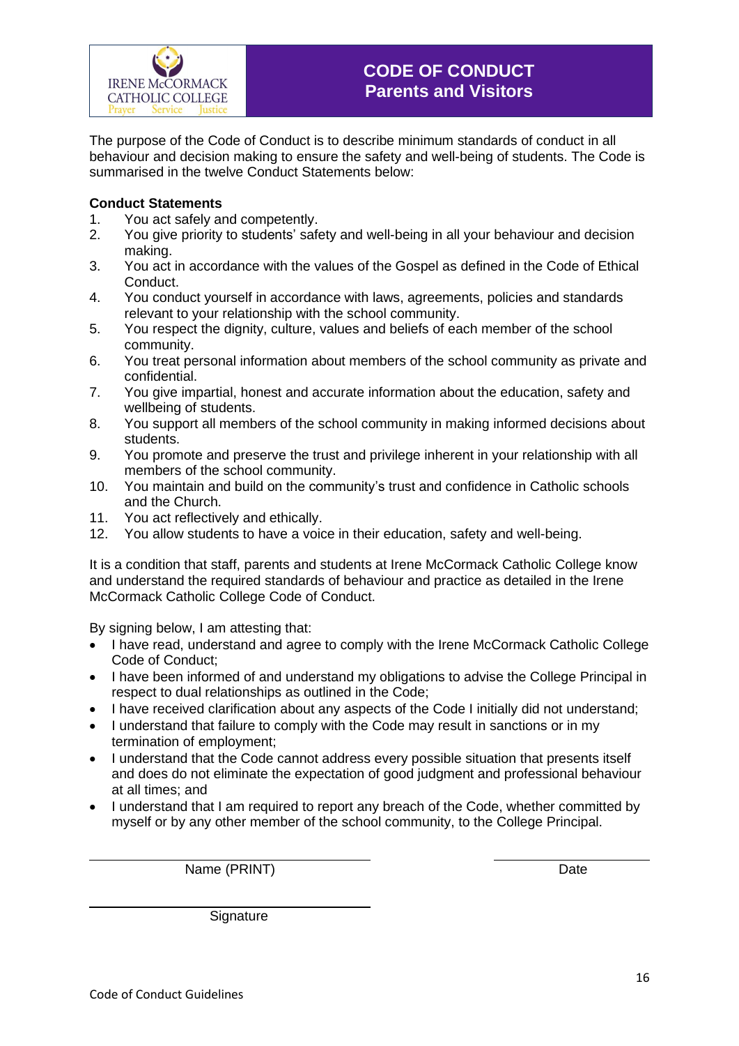IRENE McCORMACK CATHOLIC COLLEGE
Prayer Service Justice

# CODE OF CONDUCT
## Parents and Visitors

The purpose of the Code of Conduct is to describe minimum standards of conduct in all behaviour and decision making to ensure the safety and well-being of students. The Code is summarised in the twelve Conduct Statements below:

**Conduct Statements**

1. You act safely and competently.
2. You give priority to students' safety and well-being in all your behaviour and decision making.
3. You act in accordance with the values of the Gospel as defined in the Code of Ethical Conduct.
4. You conduct yourself in accordance with laws, agreements, policies and standards relevant to your relationship with the school community.
5. You respect the dignity, culture, values and beliefs of each member of the school community.
6. You treat personal information about members of the school community as private and confidential.
7. You give impartial, honest and accurate information about the education, safety and wellbeing of students.
8. You support all members of the school community in making informed decisions about students.
9. You promote and preserve the trust and privilege inherent in your relationship with all members of the school community.
10. You maintain and build on the community's trust and confidence in Catholic schools and the Church.
11. You act reflectively and ethically.
12. You allow students to have a voice in their education, safety and well-being.

It is a condition that staff, parents and students at Irene McCormack Catholic College know and understand the required standards of behaviour and practice as detailed in the Irene McCormack Catholic College Code of Conduct.

By signing below, I am attesting that:

- I have read, understand and agree to comply with the Irene McCormack Catholic College Code of Conduct;
- I have been informed of and understand my obligations to advise the College Principal in respect to dual relationships as outlined in the Code;
- I have received clarification about any aspects of the Code I initially did not understand;
- I understand that failure to comply with the Code may result in sanctions or in my termination of employment;
- I understand that the Code cannot address every possible situation that presents itself and does do not eliminate the expectation of good judgment and professional behaviour at all times; and
- I understand that I am required to report any breach of the Code, whether committed by myself or by any other member of the school community, to the College Principal.

\_\_\_\_\_\_\_\_\_\_\_\_\_\_\_\_\_\_\_\_\_\_\_\_\_\_\_\_\_\_ &nbsp;&nbsp;&nbsp;&nbsp;&nbsp;&nbsp; \_\_\_\_\_\_\_\_\_\_\_\_\_\_\_\_

Name (PRINT) &nbsp;&nbsp;&nbsp;&nbsp;&nbsp;&nbsp; Date

\_\_\_\_\_\_\_\_\_\_\_\_\_\_\_\_\_\_\_\_\_\_\_\_\_\_\_\_\_\_

Signature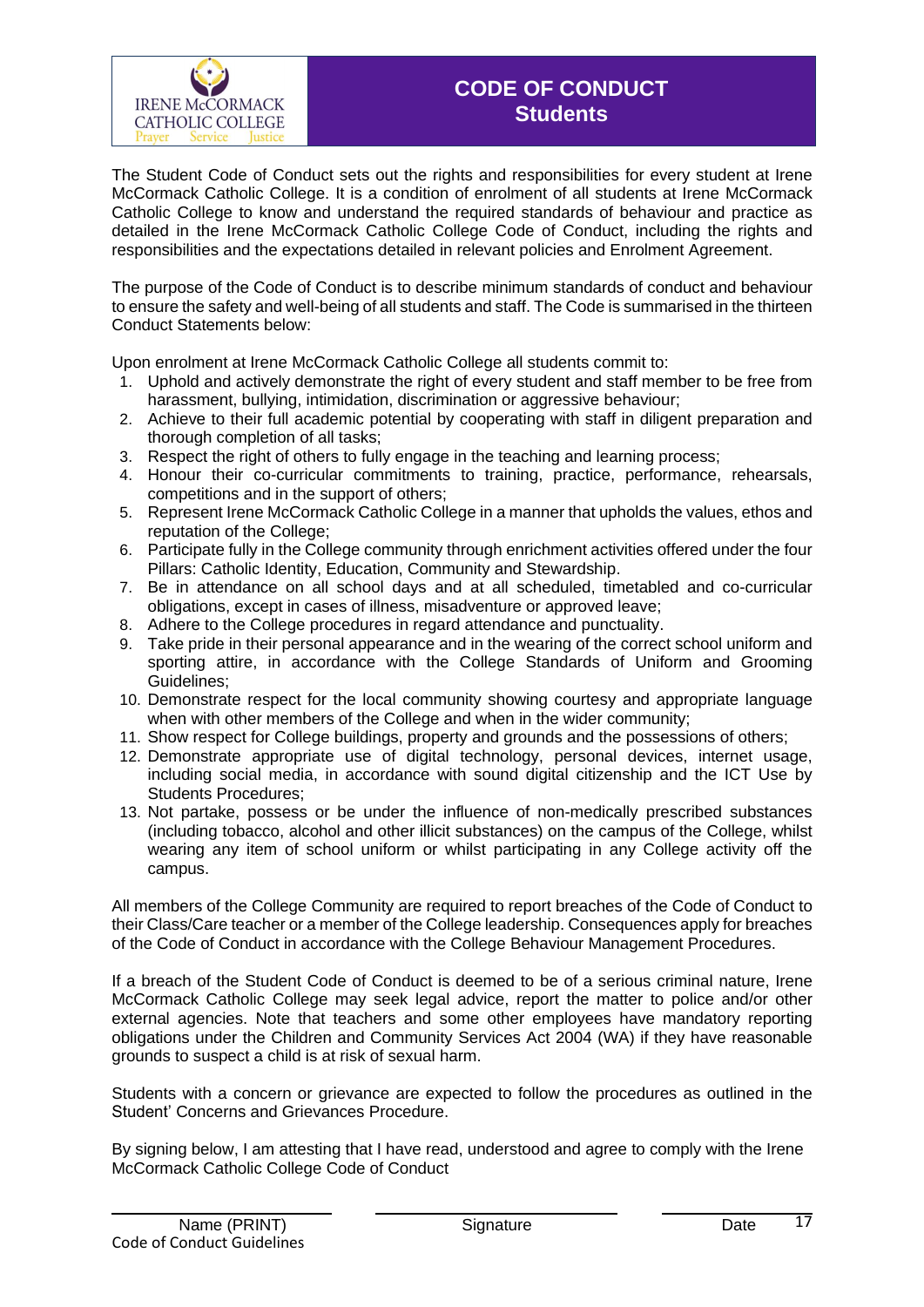IRENE McCORMACK CATHOLIC COLLEGE
Prayer Service Justice

# CODE OF CONDUCT
## Students

The Student Code of Conduct sets out the rights and responsibilities for every student at Irene McCormack Catholic College. It is a condition of enrolment of all students at Irene McCormack Catholic College to know and understand the required standards of behaviour and practice as detailed in the Irene McCormack Catholic College Code of Conduct, including the rights and responsibilities and the expectations detailed in relevant policies and Enrolment Agreement.

The purpose of the Code of Conduct is to describe minimum standards of conduct and behaviour to ensure the safety and well-being of all students and staff. The Code is summarised in the thirteen Conduct Statements below:

Upon enrolment at Irene McCormack Catholic College all students commit to:

1. Uphold and actively demonstrate the right of every student and staff member to be free from harassment, bullying, intimidation, discrimination or aggressive behaviour;
2. Achieve to their full academic potential by cooperating with staff in diligent preparation and thorough completion of all tasks;
3. Respect the right of others to fully engage in the teaching and learning process;
4. Honour their co-curricular commitments to training, practice, performance, rehearsals, competitions and in the support of others;
5. Represent Irene McCormack Catholic College in a manner that upholds the values, ethos and reputation of the College;
6. Participate fully in the College community through enrichment activities offered under the four Pillars: Catholic Identity, Education, Community and Stewardship.
7. Be in attendance on all school days and at all scheduled, timetabled and co-curricular obligations, except in cases of illness, misadventure or approved leave;
8. Adhere to the College procedures in regard attendance and punctuality.
9. Take pride in their personal appearance and in the wearing of the correct school uniform and sporting attire, in accordance with the College Standards of Uniform and Grooming Guidelines;
10. Demonstrate respect for the local community showing courtesy and appropriate language when with other members of the College and when in the wider community;
11. Show respect for College buildings, property and grounds and the possessions of others;
12. Demonstrate appropriate use of digital technology, personal devices, internet usage, including social media, in accordance with sound digital citizenship and the ICT Use by Students Procedures;
13. Not partake, possess or be under the influence of non-medically prescribed substances (including tobacco, alcohol and other illicit substances) on the campus of the College, whilst wearing any item of school uniform or whilst participating in any College activity off the campus.

All members of the College Community are required to report breaches of the Code of Conduct to their Class/Care teacher or a member of the College leadership. Consequences apply for breaches of the Code of Conduct in accordance with the College Behaviour Management Procedures.

If a breach of the Student Code of Conduct is deemed to be of a serious criminal nature, Irene McCormack Catholic College may seek legal advice, report the matter to police and/or other external agencies. Note that teachers and some other employees have mandatory reporting obligations under the Children and Community Services Act 2004 (WA) if they have reasonable grounds to suspect a child is at risk of sexual harm.

Students with a concern or grievance are expected to follow the procedures as outlined in the Student' Concerns and Grievances Procedure.

By signing below, I am attesting that I have read, understood and agree to comply with the Irene McCormack Catholic College Code of Conduct

| Name (PRINT) | Signature | Date |
|---|---|---|